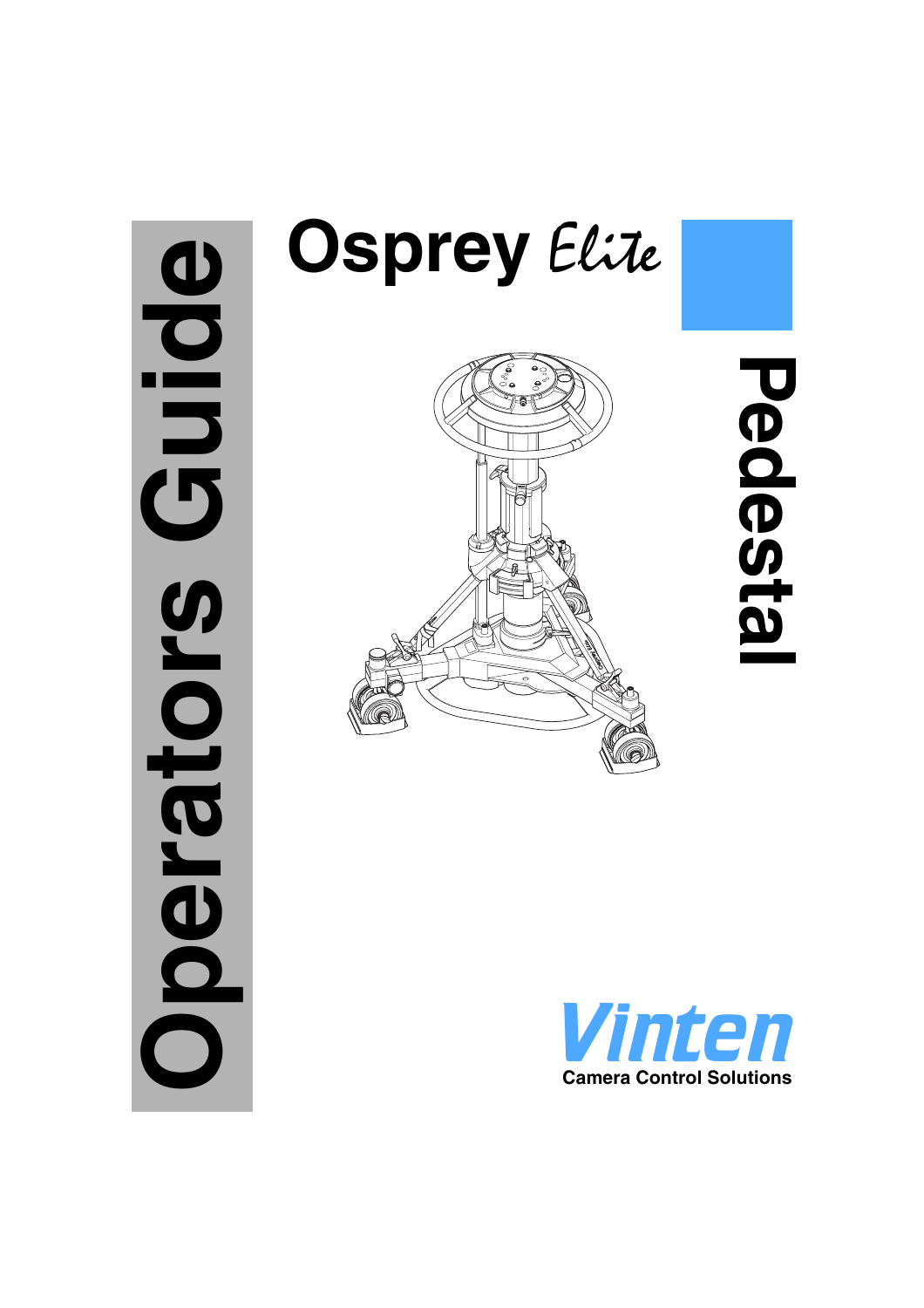# Osprey *Elite*

# Pedestal

# Operators Guide

**Vinten**

Camera Control Solutions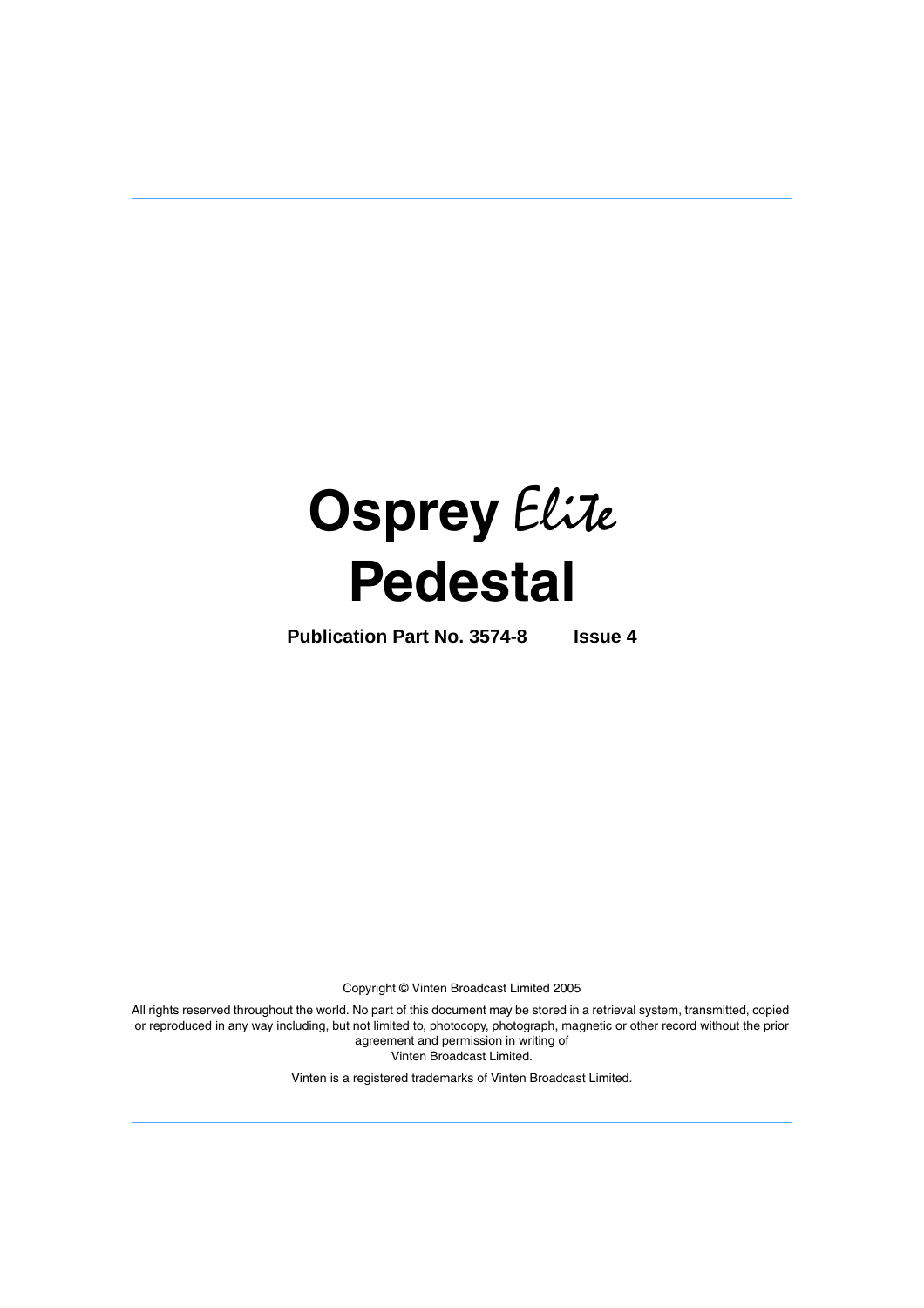# Osprey *Elite*
# Pedestal

**Publication Part No. 3574-8        Issue 4**

Copyright © Vinten Broadcast Limited 2005

All rights reserved throughout the world. No part of this document may be stored in a retrieval system, transmitted, copied or reproduced in any way including, but not limited to, photocopy, photograph, magnetic or other record without the prior agreement and permission in writing of Vinten Broadcast Limited.

Vinten is a registered trademarks of Vinten Broadcast Limited.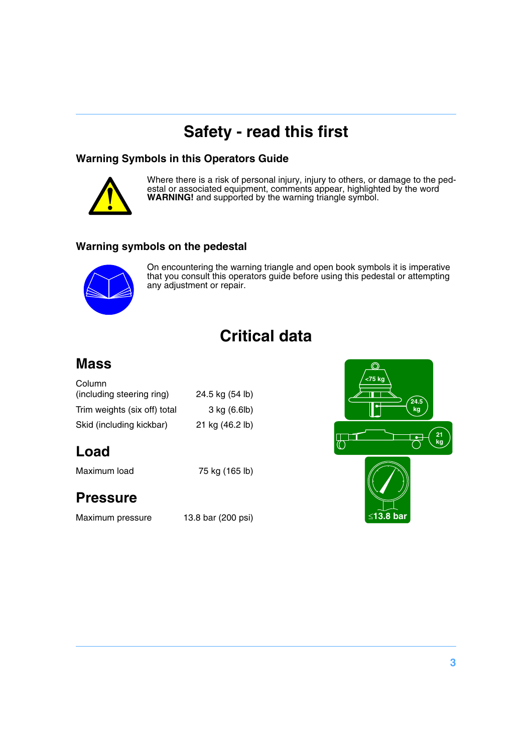# Safety - read this first

### Warning Symbols in this Operators Guide

Where there is a risk of personal injury, injury to others, or damage to the pedestal or associated equipment, comments appear, highlighted by the word **WARNING!** and supported by the warning triangle symbol.

### Warning symbols on the pedestal

On encountering the warning triangle and open book symbols it is imperative that you consult this operators guide before using this pedestal or attempting any adjustment or repair.

# Critical data

## Mass

| | |
|---|---|
| Column (including steering ring) | 24.5 kg (54 lb) |
| Trim weights (six off) total | 3 kg (6.6lb) |
| Skid (including kickbar) | 21 kg (46.2 lb) |

## Load

| | |
|---|---|
| Maximum load | 75 kg (165 lb) |

## Pressure

| | |
|---|---|
| Maximum pressure | 13.8 bar (200 psi) |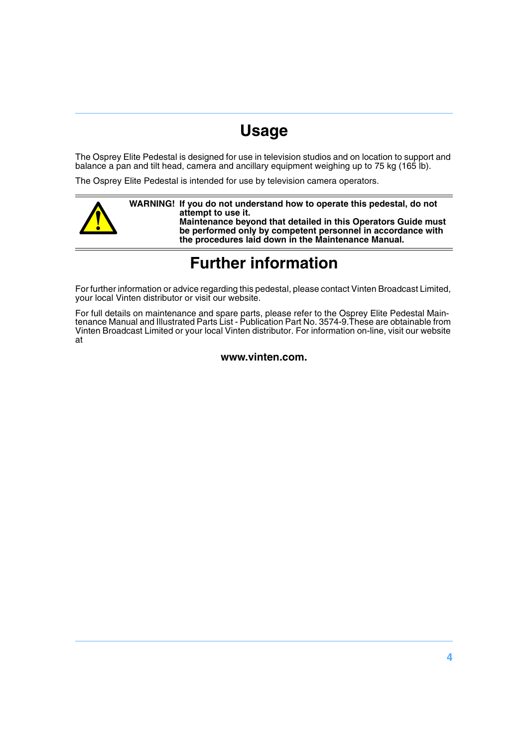# Usage

The Osprey Elite Pedestal is designed for use in television studios and on location to support and balance a pan and tilt head, camera and ancillary equipment weighing up to 75 kg (165 lb).

The Osprey Elite Pedestal is intended for use by television camera operators.

**WARNING! If you do not understand how to operate this pedestal, do not attempt to use it.**
**Maintenance beyond that detailed in this Operators Guide must be performed only by competent personnel in accordance with the procedures laid down in the Maintenance Manual.**

# Further information

For further information or advice regarding this pedestal, please contact Vinten Broadcast Limited, your local Vinten distributor or visit our website.

For full details on maintenance and spare parts, please refer to the Osprey Elite Pedestal Maintenance Manual and Illustrated Parts List - Publication Part No. 3574-9.These are obtainable from Vinten Broadcast Limited or your local Vinten distributor. For information on-line, visit our website at

**www.vinten.com.**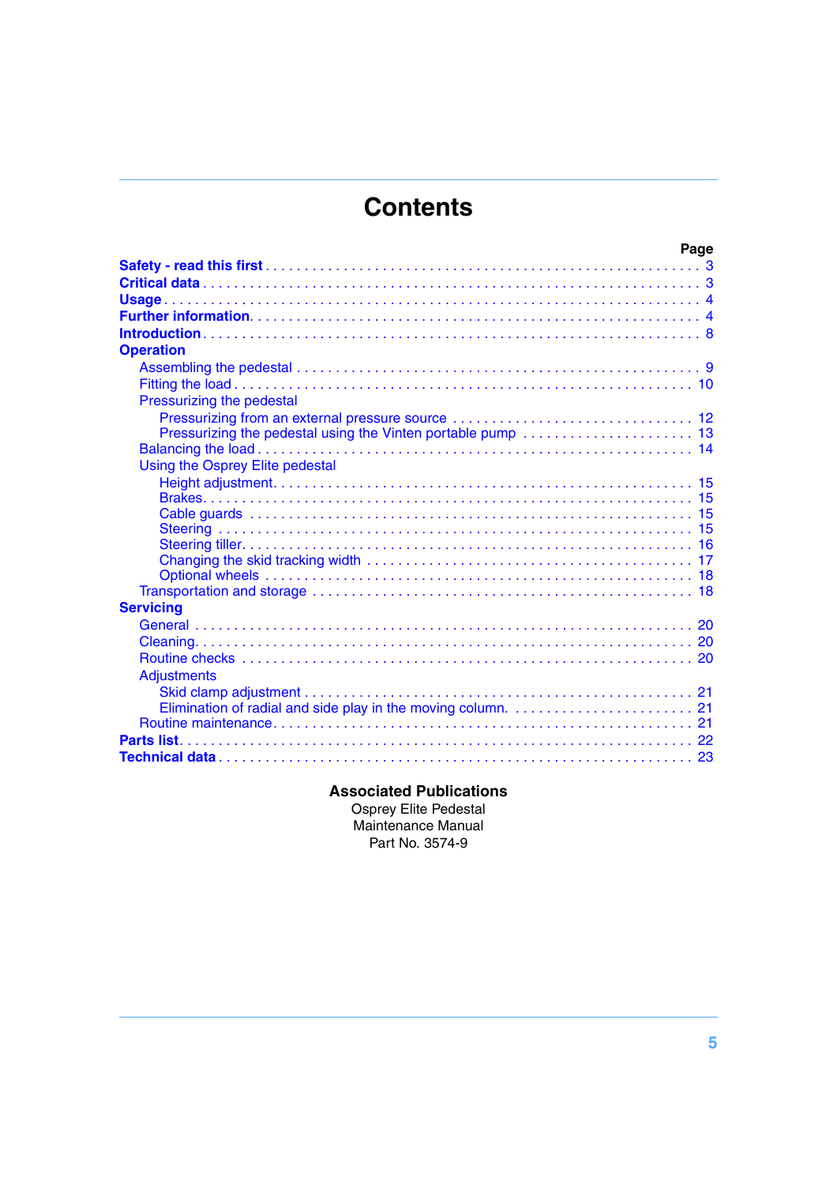# Contents

| | Page |
|---|---|
| **Safety - read this first** | 3 |
| **Critical data** | 3 |
| **Usage** | 4 |
| **Further information** | 4 |
| **Introduction** | 8 |
| **Operation** | |
| Assembling the pedestal | 9 |
| Fitting the load | 10 |
| Pressurizing the pedestal | |
| Pressurizing from an external pressure source | 12 |
| Pressurizing the pedestal using the Vinten portable pump | 13 |
| Balancing the load | 14 |
| Using the Osprey Elite pedestal | |
| Height adjustment | 15 |
| Brakes | 15 |
| Cable guards | 15 |
| Steering | 15 |
| Steering tiller | 16 |
| Changing the skid tracking width | 17 |
| Optional wheels | 18 |
| Transportation and storage | 18 |
| **Servicing** | |
| General | 20 |
| Cleaning | 20 |
| Routine checks | 20 |
| Adjustments | |
| Skid clamp adjustment | 21 |
| Elimination of radial and side play in the moving column | 21 |
| Routine maintenance | 21 |
| **Parts list** | 22 |
| **Technical data** | 23 |

**Associated Publications**

Osprey Elite Pedestal
Maintenance Manual
Part No. 3574-9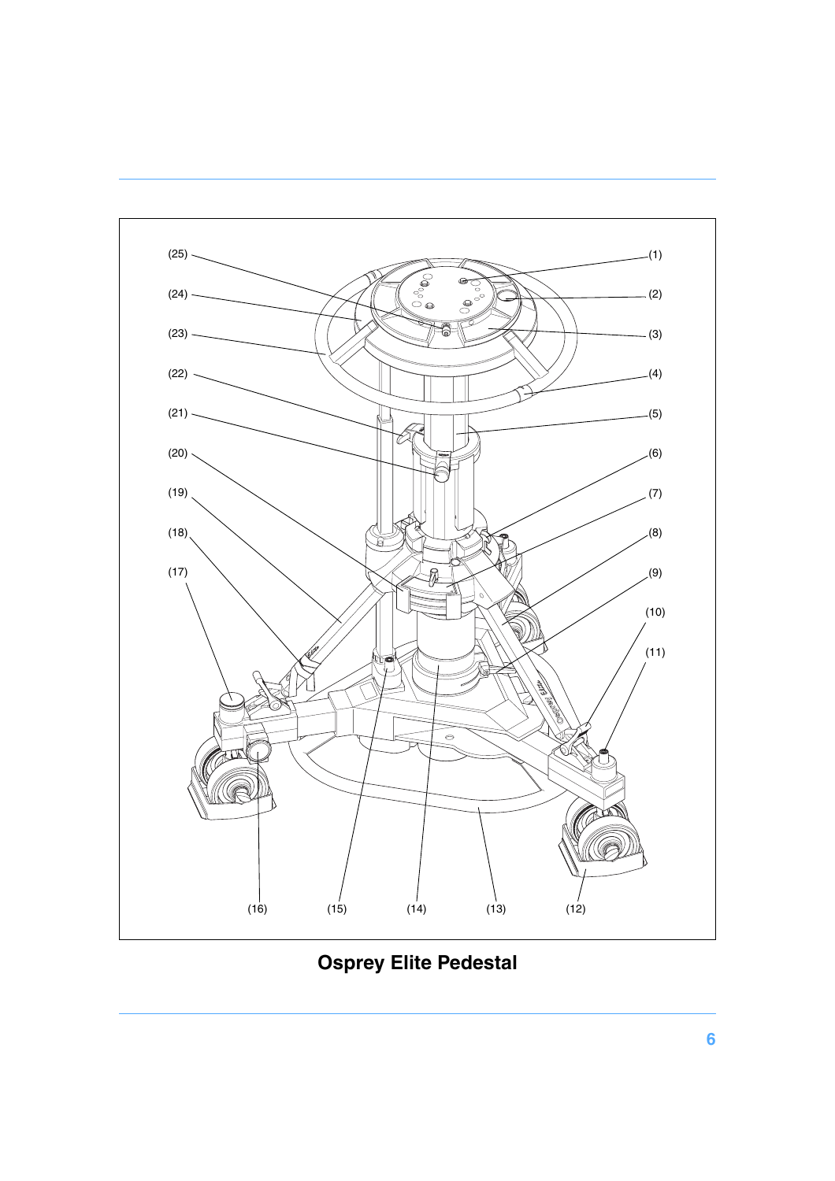(25) (1)
(24) (2)
(23) (3)
(22) (4)
(21) (5)
(20) (6)
(19) (7)
(18) (8)
(17) (9)
(10)
(11)
(16) (15) (14) (13) (12)

**Osprey Elite Pedestal**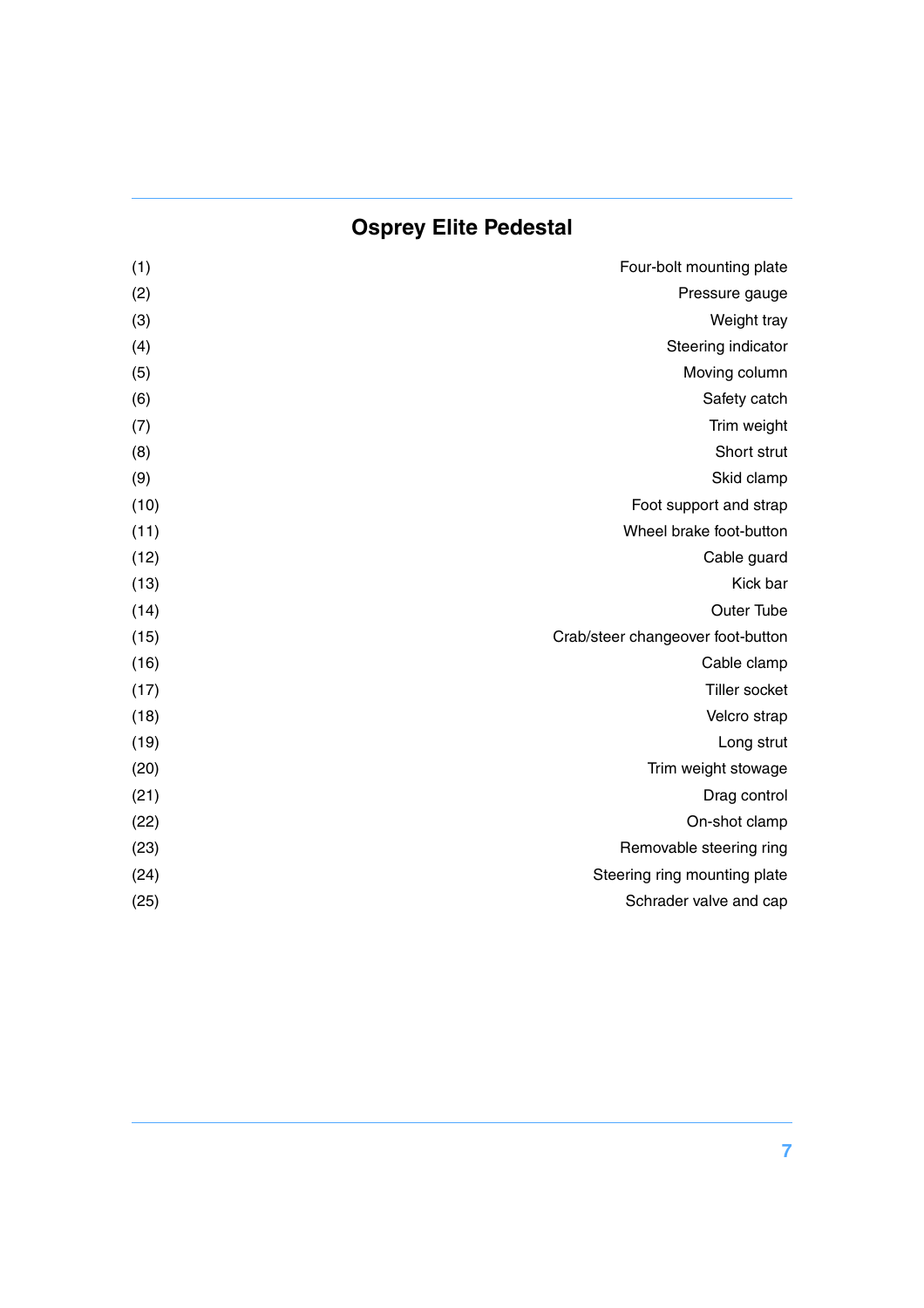## Osprey Elite Pedestal

| | |
|---|---|
| (1) | Four-bolt mounting plate |
| (2) | Pressure gauge |
| (3) | Weight tray |
| (4) | Steering indicator |
| (5) | Moving column |
| (6) | Safety catch |
| (7) | Trim weight |
| (8) | Short strut |
| (9) | Skid clamp |
| (10) | Foot support and strap |
| (11) | Wheel brake foot-button |
| (12) | Cable guard |
| (13) | Kick bar |
| (14) | Outer Tube |
| (15) | Crab/steer changeover foot-button |
| (16) | Cable clamp |
| (17) | Tiller socket |
| (18) | Velcro strap |
| (19) | Long strut |
| (20) | Trim weight stowage |
| (21) | Drag control |
| (22) | On-shot clamp |
| (23) | Removable steering ring |
| (24) | Steering ring mounting plate |
| (25) | Schrader valve and cap |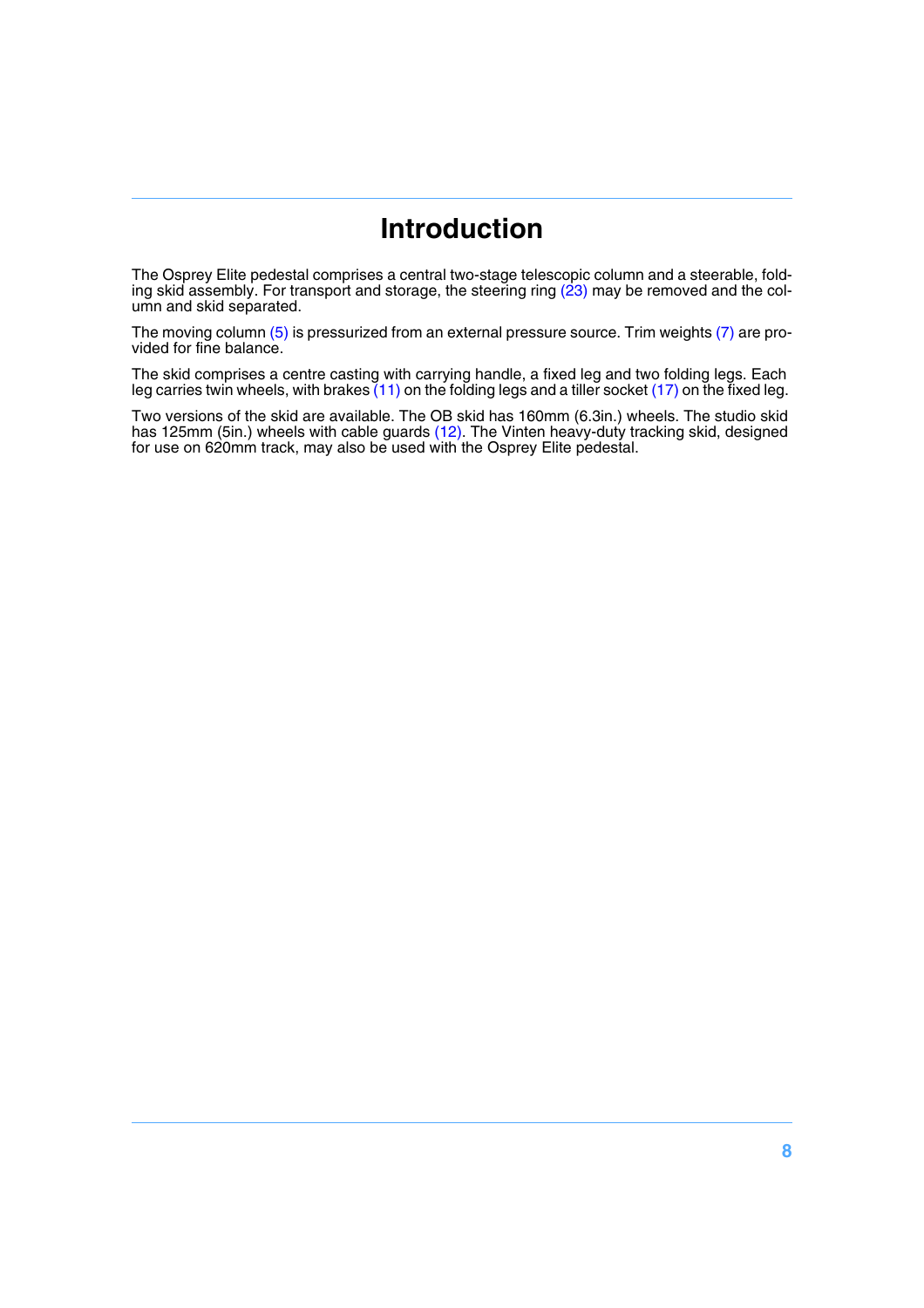# Introduction

The Osprey Elite pedestal comprises a central two-stage telescopic column and a steerable, folding skid assembly. For transport and storage, the steering ring (23) may be removed and the column and skid separated.

The moving column (5) is pressurized from an external pressure source. Trim weights (7) are provided for fine balance.

The skid comprises a centre casting with carrying handle, a fixed leg and two folding legs. Each leg carries twin wheels, with brakes (11) on the folding legs and a tiller socket (17) on the fixed leg.

Two versions of the skid are available. The OB skid has 160mm (6.3in.) wheels. The studio skid has 125mm (5in.) wheels with cable guards (12). The Vinten heavy-duty tracking skid, designed for use on 620mm track, may also be used with the Osprey Elite pedestal.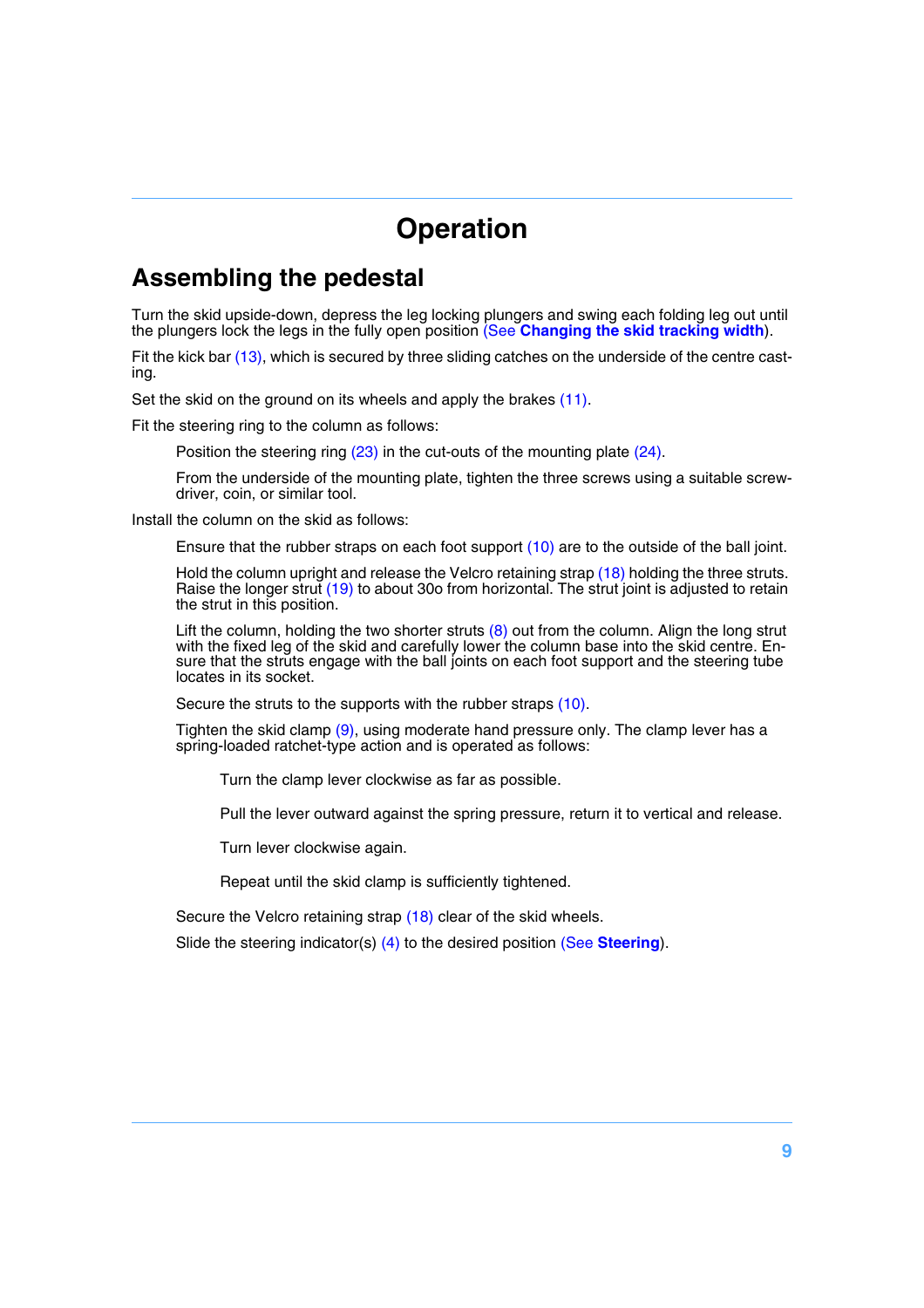# Operation

## Assembling the pedestal

Turn the skid upside-down, depress the leg locking plungers and swing each folding leg out until the plungers lock the legs in the fully open position (See **Changing the skid tracking width**).

Fit the kick bar (13), which is secured by three sliding catches on the underside of the centre casting.

Set the skid on the ground on its wheels and apply the brakes (11).

Fit the steering ring to the column as follows:

> Position the steering ring (23) in the cut-outs of the mounting plate (24).
>
> From the underside of the mounting plate, tighten the three screws using a suitable screwdriver, coin, or similar tool.

Install the column on the skid as follows:

> Ensure that the rubber straps on each foot support (10) are to the outside of the ball joint.
>
> Hold the column upright and release the Velcro retaining strap (18) holding the three struts. Raise the longer strut (19) to about 30o from horizontal. The strut joint is adjusted to retain the strut in this position.
>
> Lift the column, holding the two shorter struts (8) out from the column. Align the long strut with the fixed leg of the skid and carefully lower the column base into the skid centre. Ensure that the struts engage with the ball joints on each foot support and the steering tube locates in its socket.
>
> Secure the struts to the supports with the rubber straps (10).
>
> Tighten the skid clamp (9), using moderate hand pressure only. The clamp lever has a spring-loaded ratchet-type action and is operated as follows:
>
> > Turn the clamp lever clockwise as far as possible.
> >
> > Pull the lever outward against the spring pressure, return it to vertical and release.
> >
> > Turn lever clockwise again.
> >
> > Repeat until the skid clamp is sufficiently tightened.
>
> Secure the Velcro retaining strap (18) clear of the skid wheels.
>
> Slide the steering indicator(s) (4) to the desired position (See **Steering**).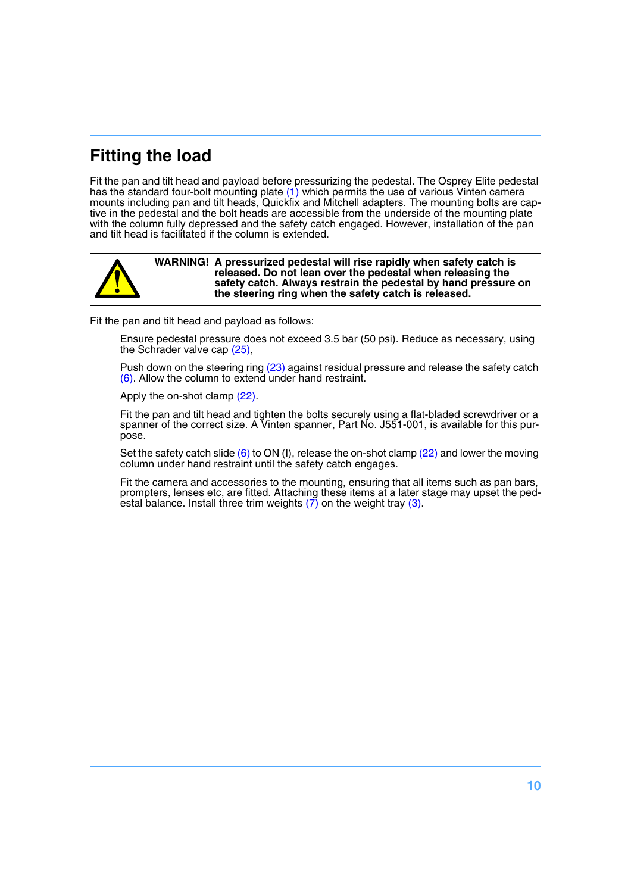## Fitting the load

Fit the pan and tilt head and payload before pressurizing the pedestal. The Osprey Elite pedestal has the standard four-bolt mounting plate (1) which permits the use of various Vinten camera mounts including pan and tilt heads, Quickfix and Mitchell adapters. The mounting bolts are captive in the pedestal and the bolt heads are accessible from the underside of the mounting plate with the column fully depressed and the safety catch engaged. However, installation of the pan and tilt head is facilitated if the column is extended.

**WARNING! A pressurized pedestal will rise rapidly when safety catch is released. Do not lean over the pedestal when releasing the safety catch. Always restrain the pedestal by hand pressure on the steering ring when the safety catch is released.**

Fit the pan and tilt head and payload as follows:

Ensure pedestal pressure does not exceed 3.5 bar (50 psi). Reduce as necessary, using the Schrader valve cap (25),

Push down on the steering ring (23) against residual pressure and release the safety catch (6). Allow the column to extend under hand restraint.

Apply the on-shot clamp (22).

Fit the pan and tilt head and tighten the bolts securely using a flat-bladed screwdriver or a spanner of the correct size. A Vinten spanner, Part No. J551-001, is available for this purpose.

Set the safety catch slide (6) to ON (I), release the on-shot clamp (22) and lower the moving column under hand restraint until the safety catch engages.

Fit the camera and accessories to the mounting, ensuring that all items such as pan bars, prompters, lenses etc, are fitted. Attaching these items at a later stage may upset the pedestal balance. Install three trim weights (7) on the weight tray (3).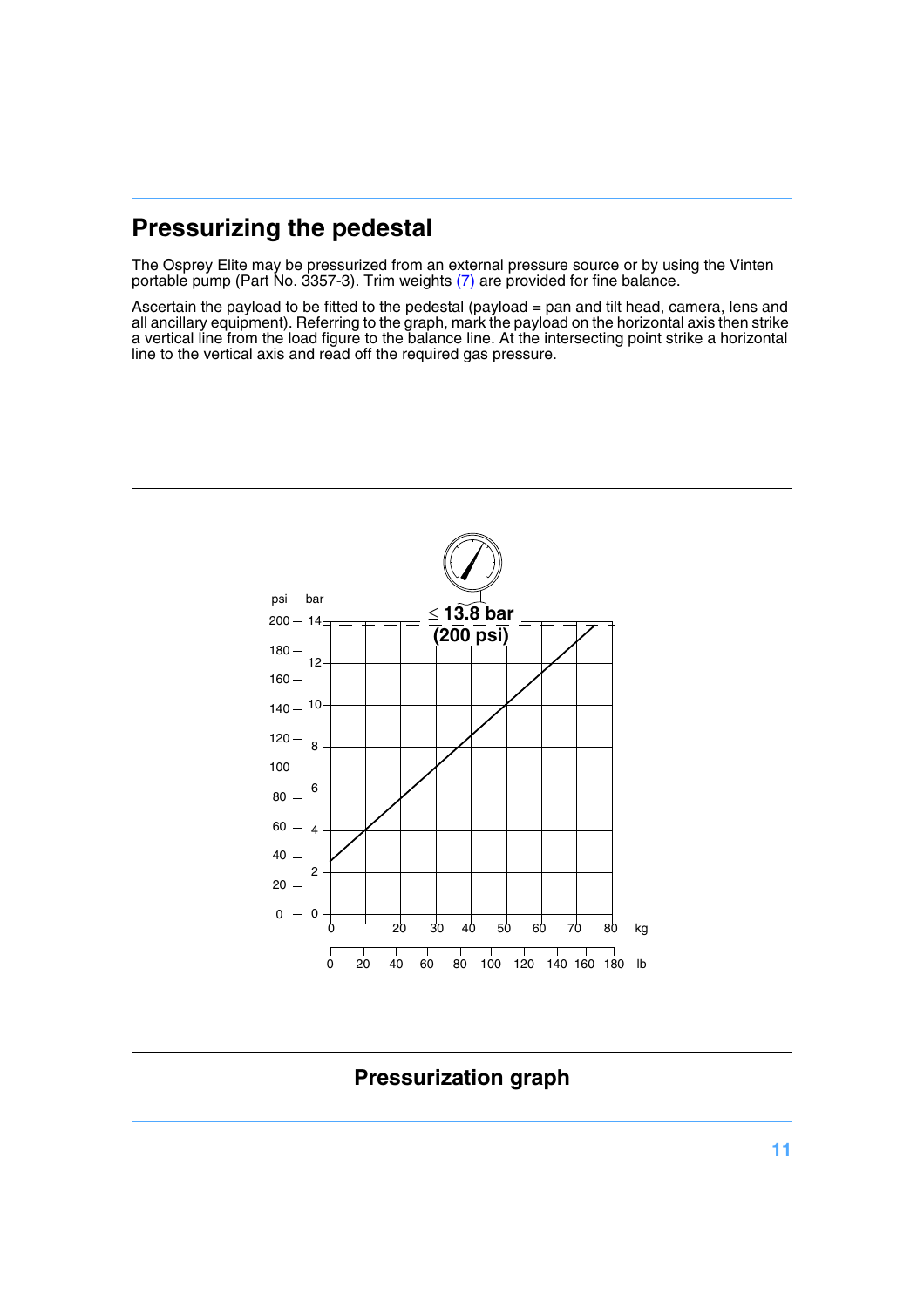## Pressurizing the pedestal

The Osprey Elite may be pressurized from an external pressure source or by using the Vinten portable pump (Part No. 3357-3). Trim weights (7) are provided for fine balance.

Ascertain the payload to be fitted to the pedestal (payload = pan and tilt head, camera, lens and all ancillary equipment). Referring to the graph, mark the payload on the horizontal axis then strike a vertical line from the load figure to the balance line. At the intersecting point strike a horizontal line to the vertical axis and read off the required gas pressure.

≤ 13.8 bar (200 psi)

**Pressurization graph**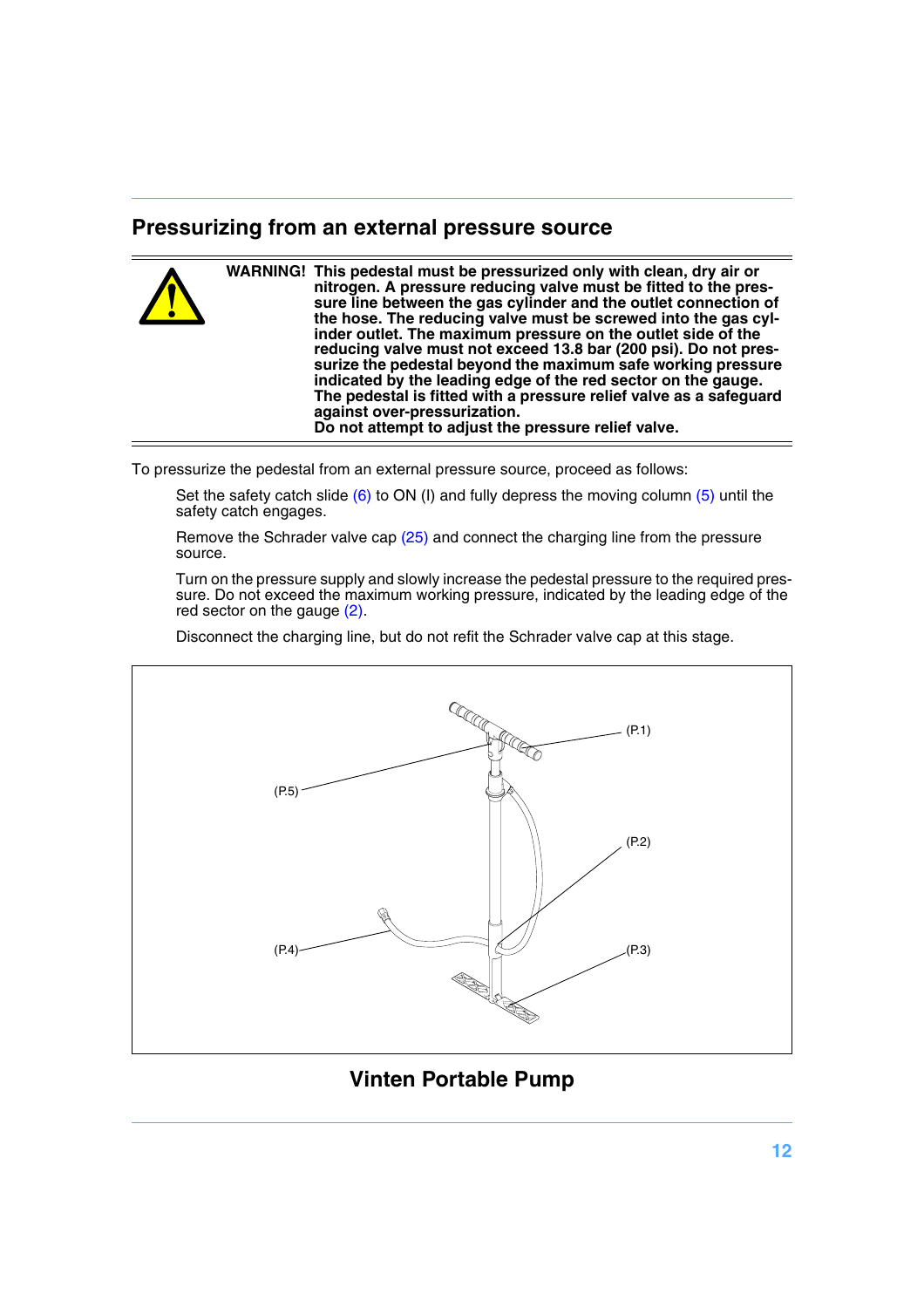## Pressurizing from an external pressure source

**WARNING! This pedestal must be pressurized only with clean, dry air or nitrogen. A pressure reducing valve must be fitted to the pressure line between the gas cylinder and the outlet connection of the hose. The reducing valve must be screwed into the gas cylinder outlet. The maximum pressure on the outlet side of the reducing valve must not exceed 13.8 bar (200 psi). Do not pressurize the pedestal beyond the maximum safe working pressure indicated by the leading edge of the red sector on the gauge. The pedestal is fitted with a pressure relief valve as a safeguard against over-pressurization.**
**Do not attempt to adjust the pressure relief valve.**

To pressurize the pedestal from an external pressure source, proceed as follows:

Set the safety catch slide (6) to ON (I) and fully depress the moving column (5) until the safety catch engages.

Remove the Schrader valve cap (25) and connect the charging line from the pressure source.

Turn on the pressure supply and slowly increase the pedestal pressure to the required pressure. Do not exceed the maximum working pressure, indicated by the leading edge of the red sector on the gauge (2).

Disconnect the charging line, but do not refit the Schrader valve cap at this stage.

(P.1)

(P.5)

(P.2)

(P.4)

(P.3)

**Vinten Portable Pump**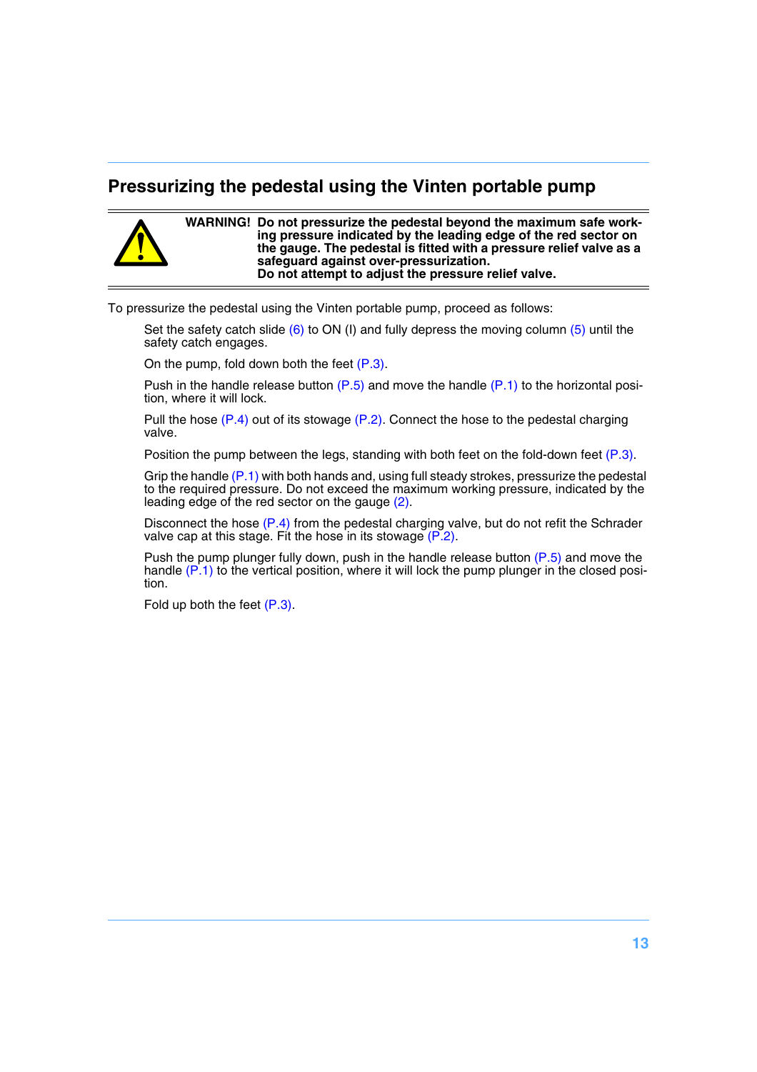## Pressurizing the pedestal using the Vinten portable pump

**WARNING! Do not pressurize the pedestal beyond the maximum safe working pressure indicated by the leading edge of the red sector on the gauge. The pedestal is fitted with a pressure relief valve as a safeguard against over-pressurization.**
**Do not attempt to adjust the pressure relief valve.**

To pressurize the pedestal using the Vinten portable pump, proceed as follows:

Set the safety catch slide (6) to ON (I) and fully depress the moving column (5) until the safety catch engages.

On the pump, fold down both the feet (P.3).

Push in the handle release button (P.5) and move the handle (P.1) to the horizontal position, where it will lock.

Pull the hose (P.4) out of its stowage (P.2). Connect the hose to the pedestal charging valve.

Position the pump between the legs, standing with both feet on the fold-down feet (P.3).

Grip the handle (P.1) with both hands and, using full steady strokes, pressurize the pedestal to the required pressure. Do not exceed the maximum working pressure, indicated by the leading edge of the red sector on the gauge (2).

Disconnect the hose (P.4) from the pedestal charging valve, but do not refit the Schrader valve cap at this stage. Fit the hose in its stowage (P.2).

Push the pump plunger fully down, push in the handle release button (P.5) and move the handle (P.1) to the vertical position, where it will lock the pump plunger in the closed position.

Fold up both the feet (P.3).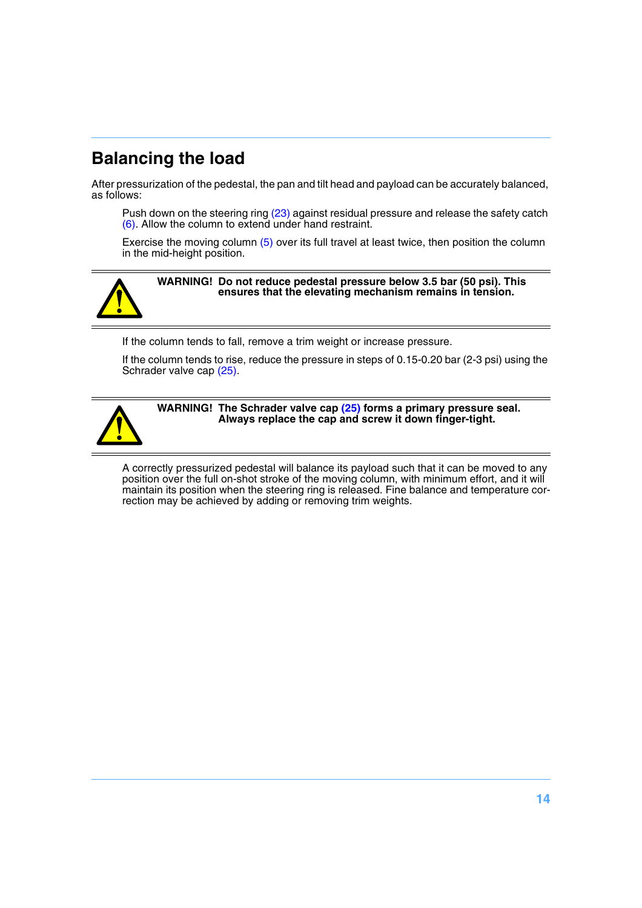## Balancing the load

After pressurization of the pedestal, the pan and tilt head and payload can be accurately balanced, as follows:

Push down on the steering ring (23) against residual pressure and release the safety catch (6). Allow the column to extend under hand restraint.

Exercise the moving column (5) over its full travel at least twice, then position the column in the mid-height position.

**WARNING! Do not reduce pedestal pressure below 3.5 bar (50 psi). This ensures that the elevating mechanism remains in tension.**

If the column tends to fall, remove a trim weight or increase pressure.

If the column tends to rise, reduce the pressure in steps of 0.15-0.20 bar (2-3 psi) using the Schrader valve cap (25).

**WARNING! The Schrader valve cap (25) forms a primary pressure seal. Always replace the cap and screw it down finger-tight.**

A correctly pressurized pedestal will balance its payload such that it can be moved to any position over the full on-shot stroke of the moving column, with minimum effort, and it will maintain its position when the steering ring is released. Fine balance and temperature correction may be achieved by adding or removing trim weights.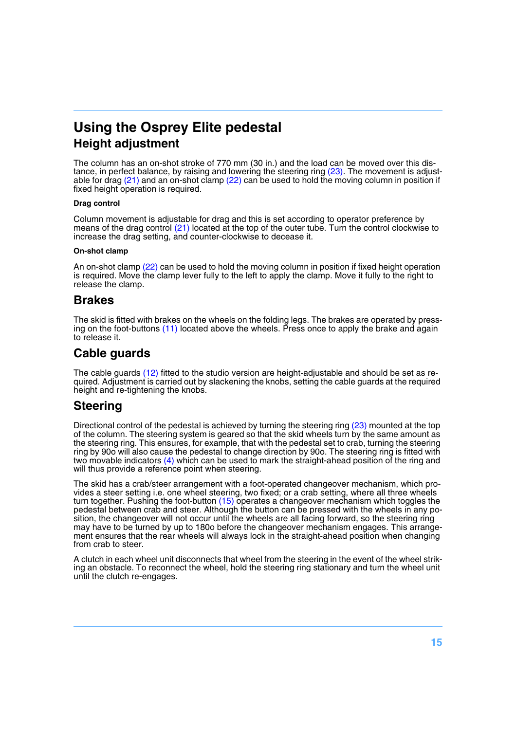# Using the Osprey Elite pedestal

## Height adjustment

The column has an on-shot stroke of 770 mm (30 in.) and the load can be moved over this distance, in perfect balance, by raising and lowering the steering ring (23). The movement is adjustable for drag (21) and an on-shot clamp (22) can be used to hold the moving column in position if fixed height operation is required.

#### Drag control

Column movement is adjustable for drag and this is set according to operator preference by means of the drag control (21) located at the top of the outer tube. Turn the control clockwise to increase the drag setting, and counter-clockwise to decease it.

#### On-shot clamp

An on-shot clamp (22) can be used to hold the moving column in position if fixed height operation is required. Move the clamp lever fully to the left to apply the clamp. Move it fully to the right to release the clamp.

## Brakes

The skid is fitted with brakes on the wheels on the folding legs. The brakes are operated by pressing on the foot-buttons (11) located above the wheels. Press once to apply the brake and again to release it.

## Cable guards

The cable guards (12) fitted to the studio version are height-adjustable and should be set as required. Adjustment is carried out by slackening the knobs, setting the cable guards at the required height and re-tightening the knobs.

## Steering

Directional control of the pedestal is achieved by turning the steering ring (23) mounted at the top of the column. The steering system is geared so that the skid wheels turn by the same amount as the steering ring. This ensures, for example, that with the pedestal set to crab, turning the steering ring by 90o will also cause the pedestal to change direction by 90o. The steering ring is fitted with two movable indicators (4) which can be used to mark the straight-ahead position of the ring and will thus provide a reference point when steering.

The skid has a crab/steer arrangement with a foot-operated changeover mechanism, which provides a steer setting i.e. one wheel steering, two fixed; or a crab setting, where all three wheels turn together. Pushing the foot-button (15) operates a changeover mechanism which toggles the pedestal between crab and steer. Although the button can be pressed with the wheels in any position, the changeover will not occur until the wheels are all facing forward, so the steering ring may have to be turned by up to 180o before the changeover mechanism engages. This arrangement ensures that the rear wheels will always lock in the straight-ahead position when changing from crab to steer.

A clutch in each wheel unit disconnects that wheel from the steering in the event of the wheel striking an obstacle. To reconnect the wheel, hold the steering ring stationary and turn the wheel unit until the clutch re-engages.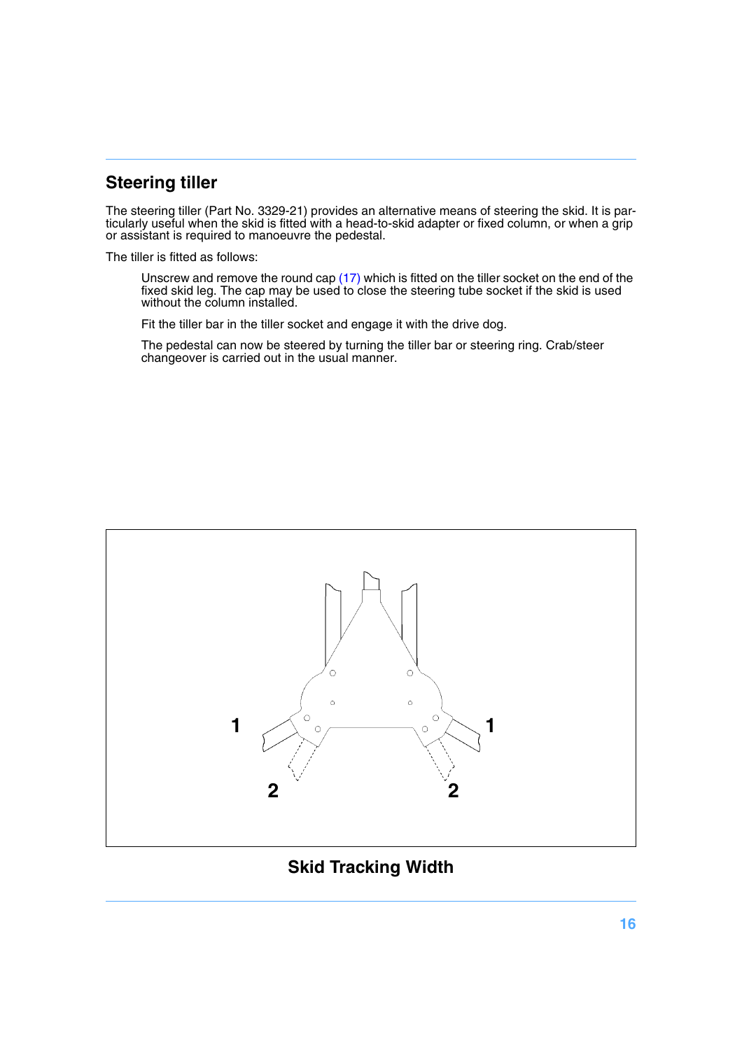## Steering tiller

The steering tiller (Part No. 3329-21) provides an alternative means of steering the skid. It is particularly useful when the skid is fitted with a head-to-skid adapter or fixed column, or when a grip or assistant is required to manoeuvre the pedestal.

The tiller is fitted as follows:

Unscrew and remove the round cap (17) which is fitted on the tiller socket on the end of the fixed skid leg. The cap may be used to close the steering tube socket if the skid is used without the column installed.

Fit the tiller bar in the tiller socket and engage it with the drive dog.

The pedestal can now be steered by turning the tiller bar or steering ring. Crab/steer changeover is carried out in the usual manner.

1 1

2 2

**Skid Tracking Width**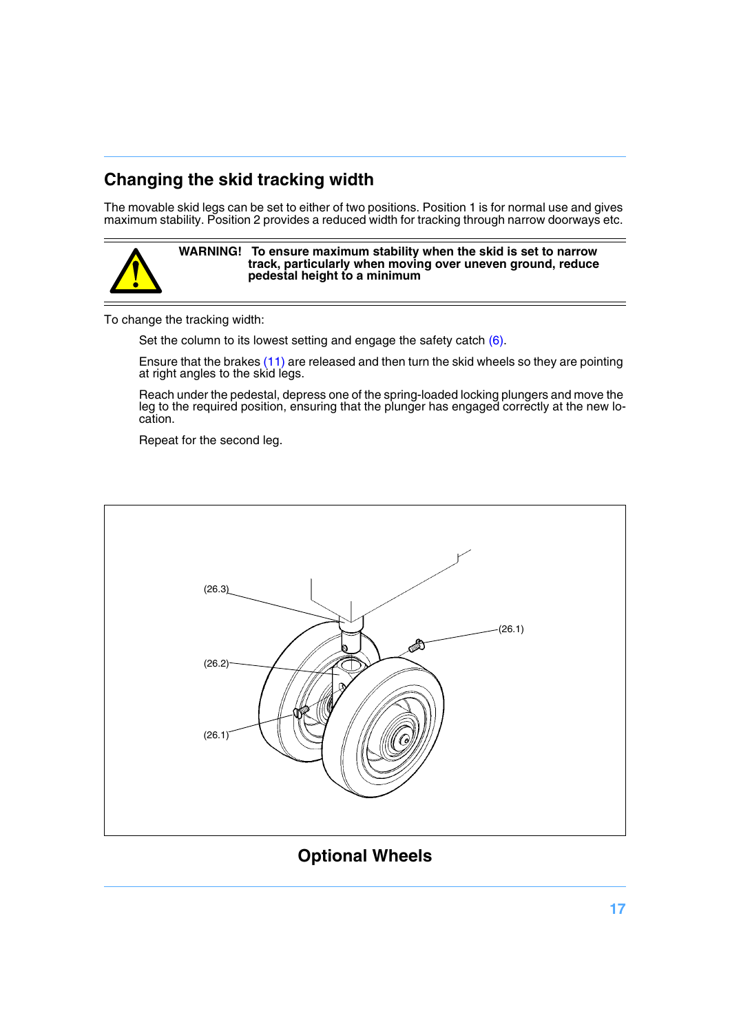## Changing the skid tracking width

The movable skid legs can be set to either of two positions. Position 1 is for normal use and gives maximum stability. Position 2 provides a reduced width for tracking through narrow doorways etc.

**WARNING! To ensure maximum stability when the skid is set to narrow track, particularly when moving over uneven ground, reduce pedestal height to a minimum**

To change the tracking width:

Set the column to its lowest setting and engage the safety catch (6).

Ensure that the brakes (11) are released and then turn the skid wheels so they are pointing at right angles to the skid legs.

Reach under the pedestal, depress one of the spring-loaded locking plungers and move the leg to the required position, ensuring that the plunger has engaged correctly at the new location.

Repeat for the second leg.

(26.3)

(26.2)

(26.1)

(26.1)

**Optional Wheels**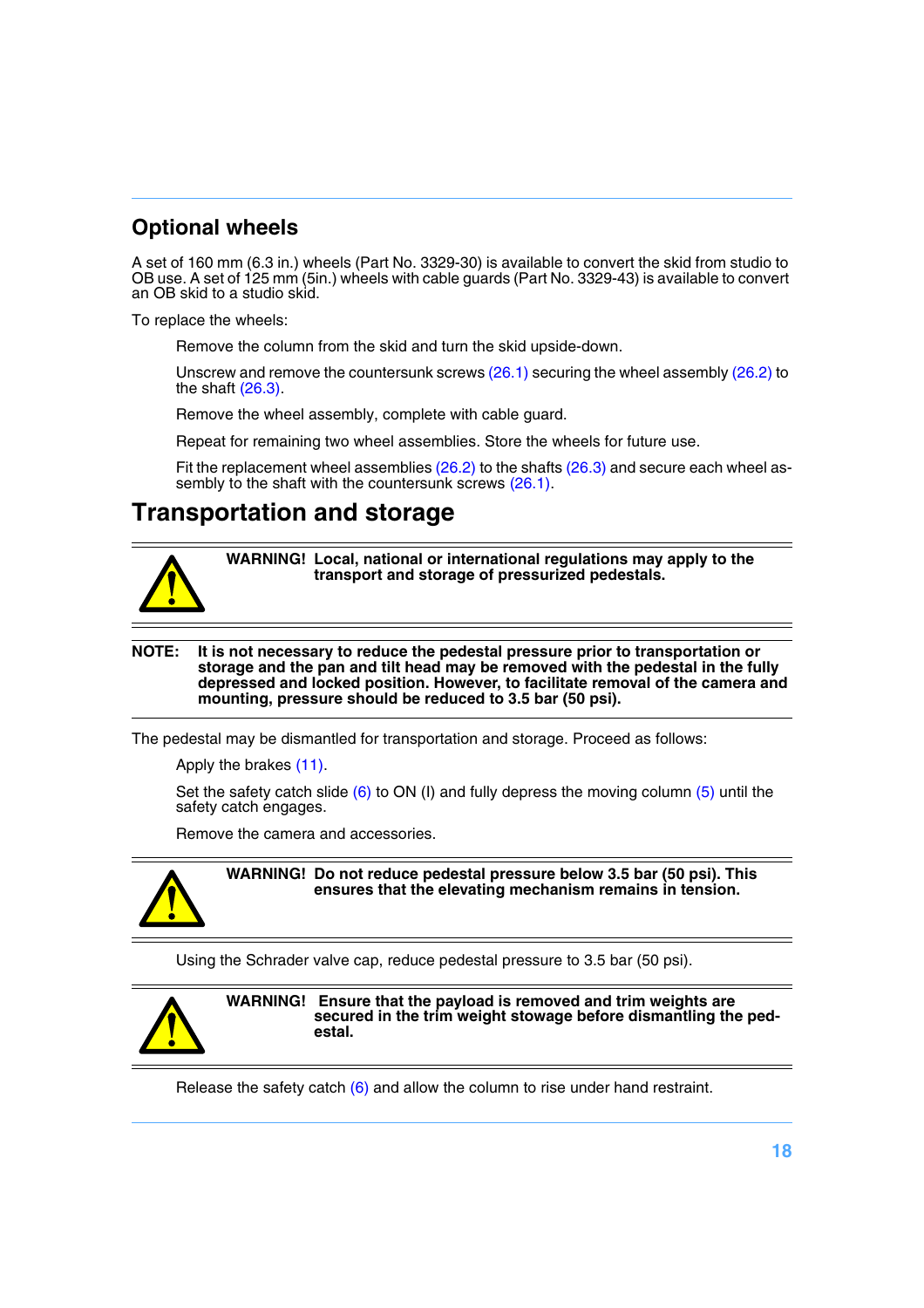## Optional wheels

A set of 160 mm (6.3 in.) wheels (Part No. 3329-30) is available to convert the skid from studio to OB use. A set of 125 mm (5in.) wheels with cable guards (Part No. 3329-43) is available to convert an OB skid to a studio skid.

To replace the wheels:

Remove the column from the skid and turn the skid upside-down.

Unscrew and remove the countersunk screws (26.1) securing the wheel assembly (26.2) to the shaft (26.3).

Remove the wheel assembly, complete with cable guard.

Repeat for remaining two wheel assemblies. Store the wheels for future use.

Fit the replacement wheel assemblies (26.2) to the shafts (26.3) and secure each wheel assembly to the shaft with the countersunk screws (26.1).

# Transportation and storage

**WARNING! Local, national or international regulations may apply to the transport and storage of pressurized pedestals.**

**NOTE: It is not necessary to reduce the pedestal pressure prior to transportation or storage and the pan and tilt head may be removed with the pedestal in the fully depressed and locked position. However, to facilitate removal of the camera and mounting, pressure should be reduced to 3.5 bar (50 psi).**

The pedestal may be dismantled for transportation and storage. Proceed as follows:

Apply the brakes (11).

Set the safety catch slide (6) to ON (I) and fully depress the moving column (5) until the safety catch engages.

Remove the camera and accessories.

**WARNING! Do not reduce pedestal pressure below 3.5 bar (50 psi). This ensures that the elevating mechanism remains in tension.**

Using the Schrader valve cap, reduce pedestal pressure to 3.5 bar (50 psi).

**WARNING! Ensure that the payload is removed and trim weights are secured in the trim weight stowage before dismantling the pedestal.**

Release the safety catch (6) and allow the column to rise under hand restraint.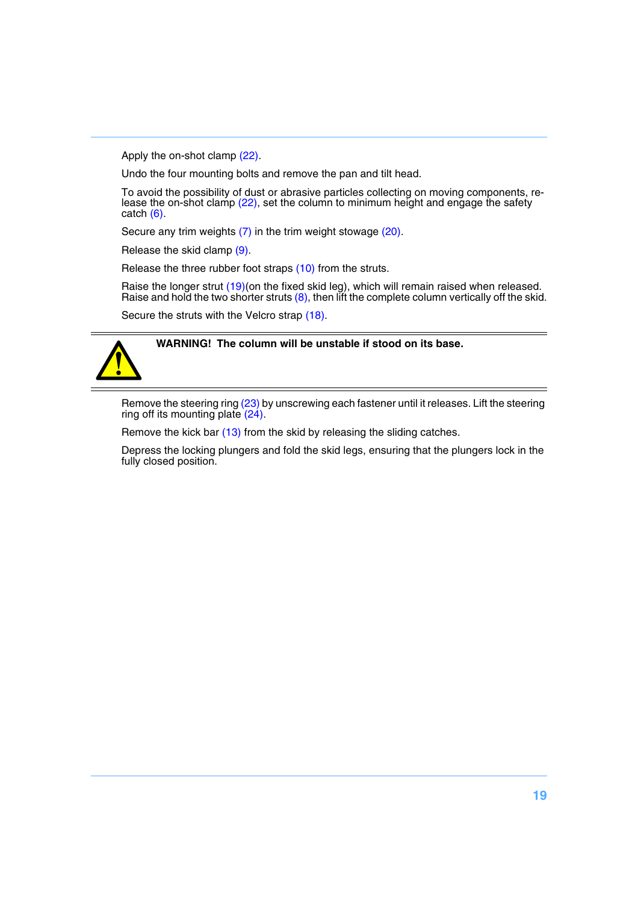Apply the on-shot clamp (22).

Undo the four mounting bolts and remove the pan and tilt head.

To avoid the possibility of dust or abrasive particles collecting on moving components, release the on-shot clamp (22), set the column to minimum height and engage the safety catch (6).

Secure any trim weights (7) in the trim weight stowage (20).

Release the skid clamp (9).

Release the three rubber foot straps (10) from the struts.

Raise the longer strut (19)(on the fixed skid leg), which will remain raised when released. Raise and hold the two shorter struts (8), then lift the complete column vertically off the skid.

Secure the struts with the Velcro strap (18).

**WARNING! The column will be unstable if stood on its base.**

Remove the steering ring (23) by unscrewing each fastener until it releases. Lift the steering ring off its mounting plate (24).

Remove the kick bar (13) from the skid by releasing the sliding catches.

Depress the locking plungers and fold the skid legs, ensuring that the plungers lock in the fully closed position.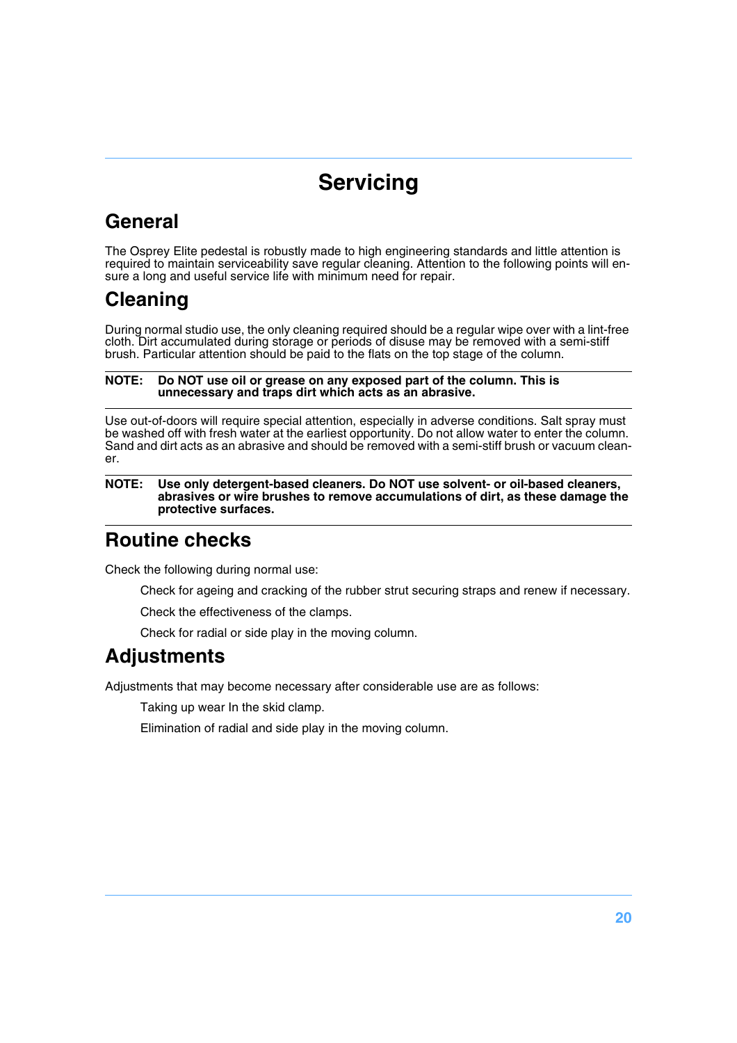# Servicing

## General

The Osprey Elite pedestal is robustly made to high engineering standards and little attention is required to maintain serviceability save regular cleaning. Attention to the following points will ensure a long and useful service life with minimum need for repair.

## Cleaning

During normal studio use, the only cleaning required should be a regular wipe over with a lint-free cloth. Dirt accumulated during storage or periods of disuse may be removed with a semi-stiff brush. Particular attention should be paid to the flats on the top stage of the column.

---

**NOTE: Do NOT use oil or grease on any exposed part of the column. This is unnecessary and traps dirt which acts as an abrasive.**

---

Use out-of-doors will require special attention, especially in adverse conditions. Salt spray must be washed off with fresh water at the earliest opportunity. Do not allow water to enter the column. Sand and dirt acts as an abrasive and should be removed with a semi-stiff brush or vacuum cleaner.

---

**NOTE: Use only detergent-based cleaners. Do NOT use solvent- or oil-based cleaners, abrasives or wire brushes to remove accumulations of dirt, as these damage the protective surfaces.**

---

## Routine checks

Check the following during normal use:

- Check for ageing and cracking of the rubber strut securing straps and renew if necessary.
- Check the effectiveness of the clamps.
- Check for radial or side play in the moving column.

## Adjustments

Adjustments that may become necessary after considerable use are as follows:

- Taking up wear In the skid clamp.
- Elimination of radial and side play in the moving column.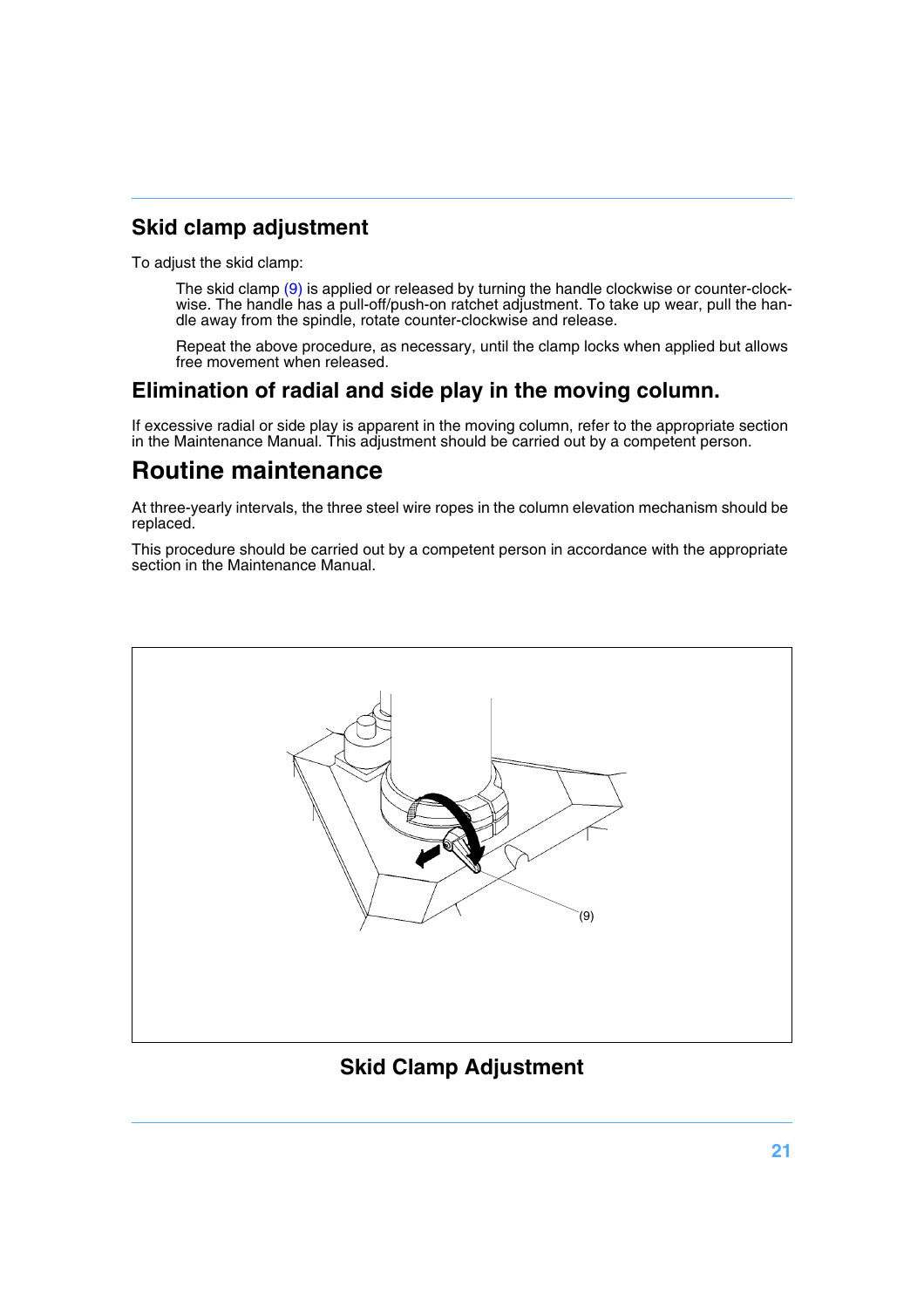## Skid clamp adjustment

To adjust the skid clamp:

The skid clamp (9) is applied or released by turning the handle clockwise or counter-clockwise. The handle has a pull-off/push-on ratchet adjustment. To take up wear, pull the handle away from the spindle, rotate counter-clockwise and release.

Repeat the above procedure, as necessary, until the clamp locks when applied but allows free movement when released.

## Elimination of radial and side play in the moving column.

If excessive radial or side play is apparent in the moving column, refer to the appropriate section in the Maintenance Manual. This adjustment should be carried out by a competent person.

# Routine maintenance

At three-yearly intervals, the three steel wire ropes in the column elevation mechanism should be replaced.

This procedure should be carried out by a competent person in accordance with the appropriate section in the Maintenance Manual.

(9)

**Skid Clamp Adjustment**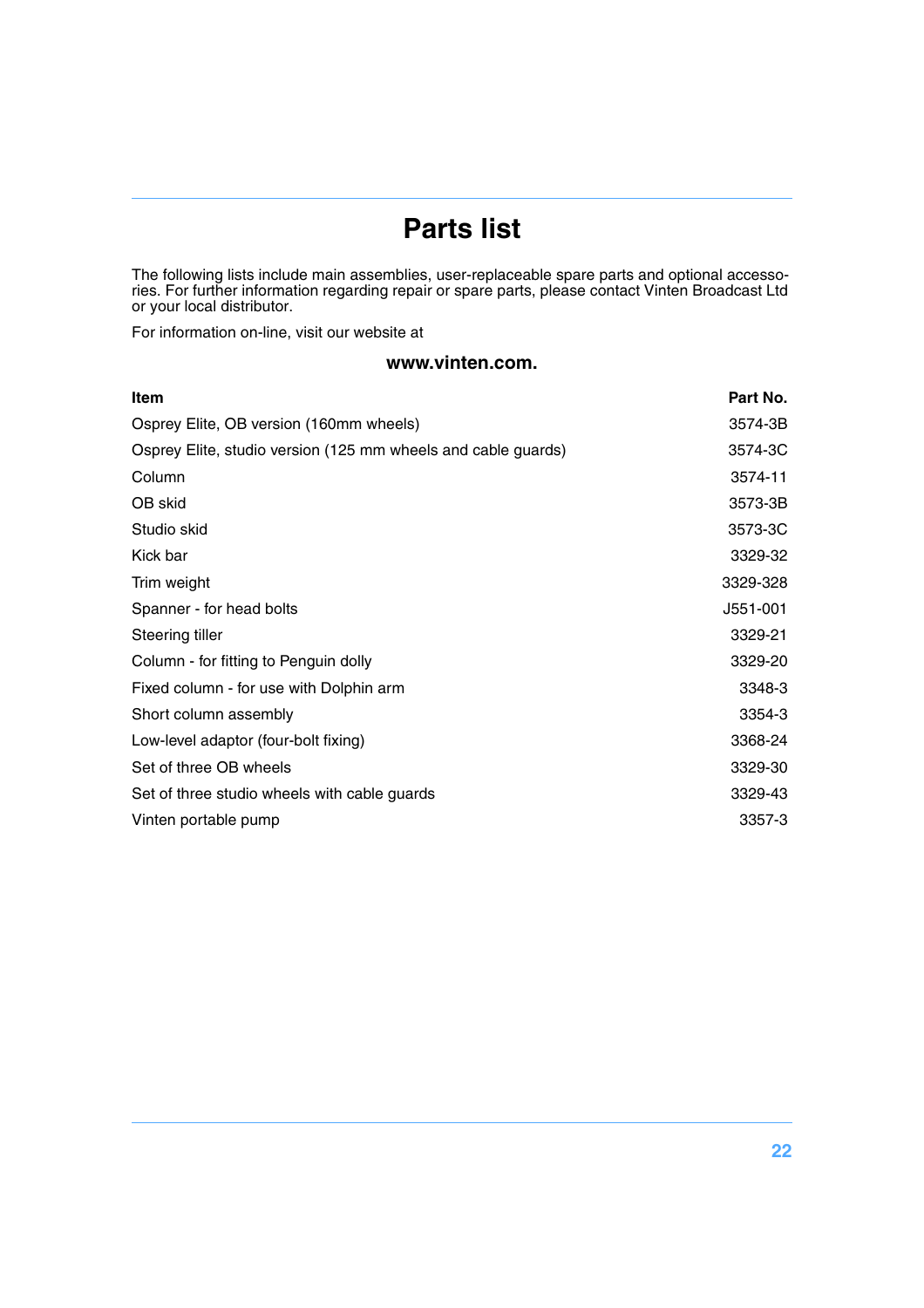# Parts list

The following lists include main assemblies, user-replaceable spare parts and optional accessories. For further information regarding repair or spare parts, please contact Vinten Broadcast Ltd or your local distributor.

For information on-line, visit our website at

**www.vinten.com.**

| Item | Part No. |
|---|---|
| Osprey Elite, OB version (160mm wheels) | 3574-3B |
| Osprey Elite, studio version (125 mm wheels and cable guards) | 3574-3C |
| Column | 3574-11 |
| OB skid | 3573-3B |
| Studio skid | 3573-3C |
| Kick bar | 3329-32 |
| Trim weight | 3329-328 |
| Spanner - for head bolts | J551-001 |
| Steering tiller | 3329-21 |
| Column - for fitting to Penguin dolly | 3329-20 |
| Fixed column - for use with Dolphin arm | 3348-3 |
| Short column assembly | 3354-3 |
| Low-level adaptor (four-bolt fixing) | 3368-24 |
| Set of three OB wheels | 3329-30 |
| Set of three studio wheels with cable guards | 3329-43 |
| Vinten portable pump | 3357-3 |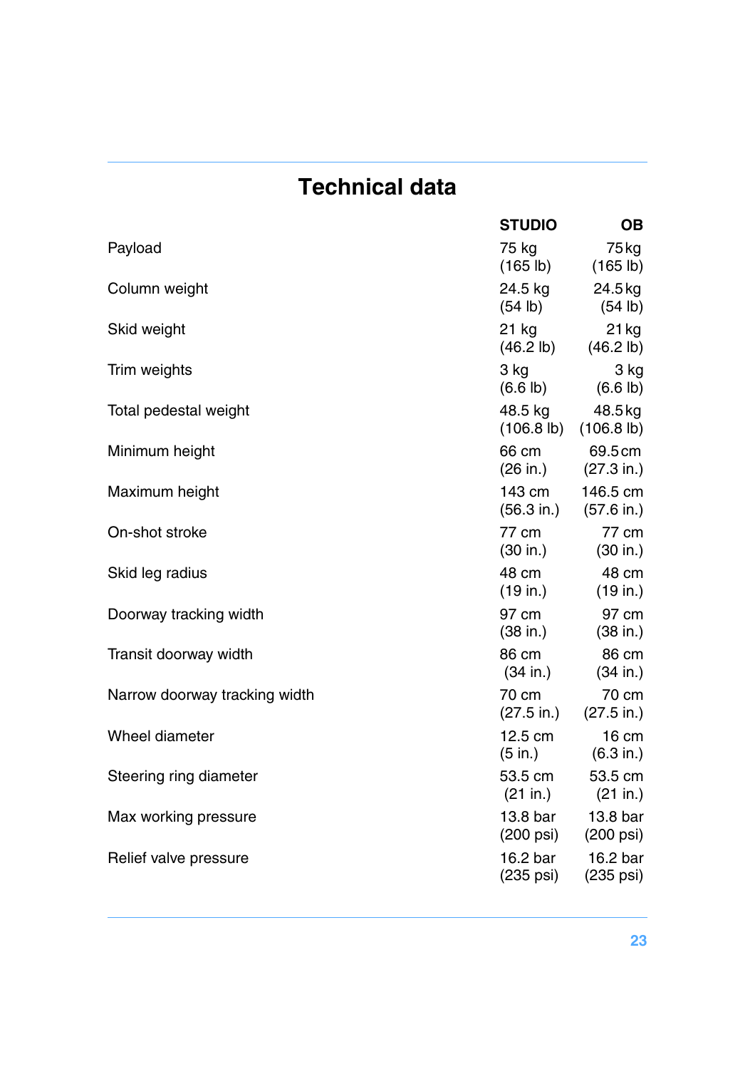# Technical data

| | STUDIO | OB |
|---|---|---|
| Payload | 75 kg (165 lb) | 75 kg (165 lb) |
| Column weight | 24.5 kg (54 lb) | 24.5 kg (54 lb) |
| Skid weight | 21 kg (46.2 lb) | 21 kg (46.2 lb) |
| Trim weights | 3 kg (6.6 lb) | 3 kg (6.6 lb) |
| Total pedestal weight | 48.5 kg (106.8 lb) | 48.5 kg (106.8 lb) |
| Minimum height | 66 cm (26 in.) | 69.5 cm (27.3 in.) |
| Maximum height | 143 cm (56.3 in.) | 146.5 cm (57.6 in.) |
| On-shot stroke | 77 cm (30 in.) | 77 cm (30 in.) |
| Skid leg radius | 48 cm (19 in.) | 48 cm (19 in.) |
| Doorway tracking width | 97 cm (38 in.) | 97 cm (38 in.) |
| Transit doorway width | 86 cm (34 in.) | 86 cm (34 in.) |
| Narrow doorway tracking width | 70 cm (27.5 in.) | 70 cm (27.5 in.) |
| Wheel diameter | 12.5 cm (5 in.) | 16 cm (6.3 in.) |
| Steering ring diameter | 53.5 cm (21 in.) | 53.5 cm (21 in.) |
| Max working pressure | 13.8 bar (200 psi) | 13.8 bar (200 psi) |
| Relief valve pressure | 16.2 bar (235 psi) | 16.2 bar (235 psi) |